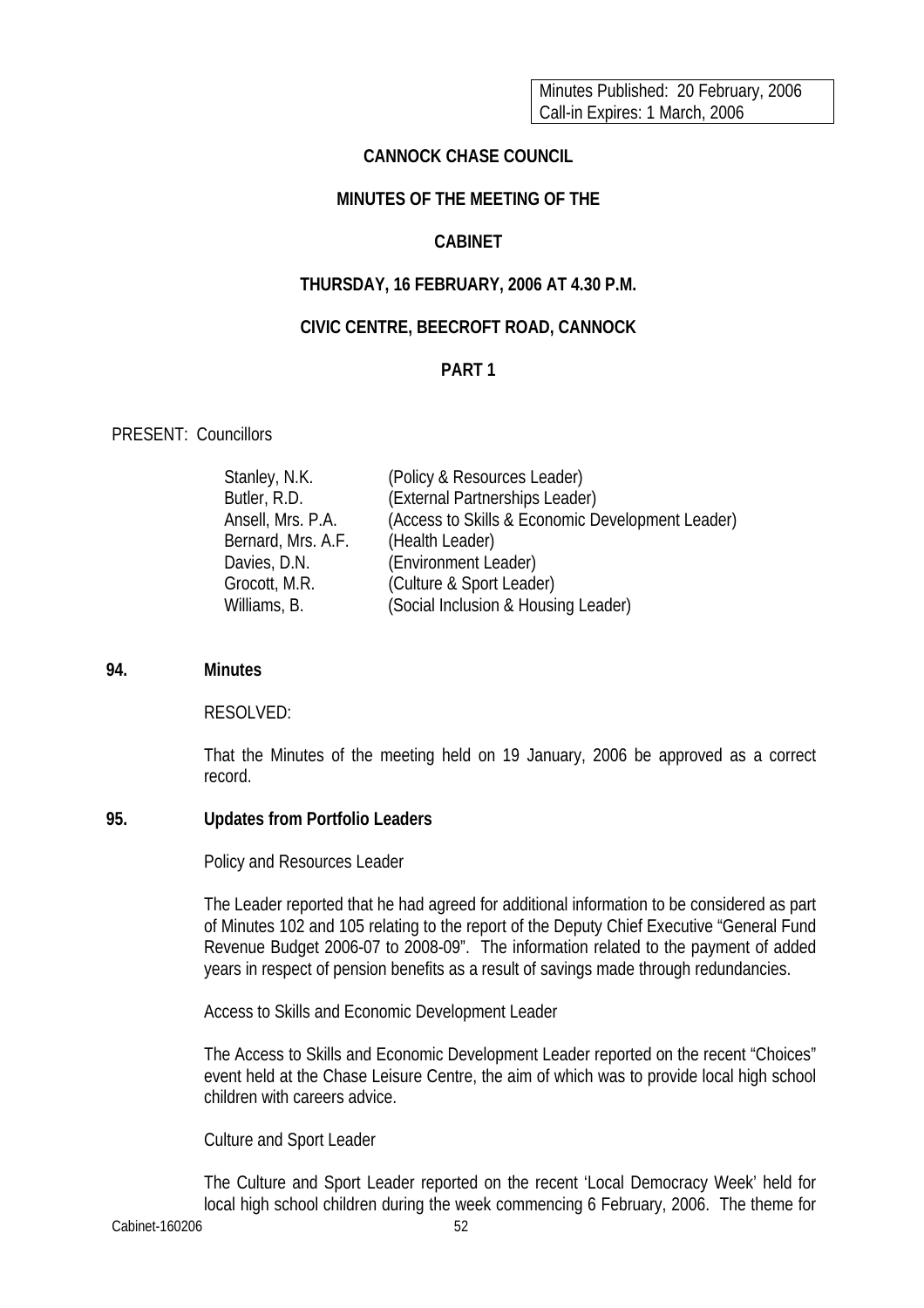Minutes Published: 20 February, 2006
Call-in Expires: 1 March, 2006

# CANNOCK CHASE COUNCIL

## MINUTES OF THE MEETING OF THE

## CABINET

## THURSDAY, 16 FEBRUARY, 2006 AT 4.30 P.M.

## CIVIC CENTRE, BEECROFT ROAD, CANNOCK

## PART 1

PRESENT: Councillors

| | |
|---|---|
| Stanley, N.K. | (Policy & Resources Leader) |
| Butler, R.D. | (External Partnerships Leader) |
| Ansell, Mrs. P.A. | (Access to Skills & Economic Development Leader) |
| Bernard, Mrs. A.F. | (Health Leader) |
| Davies, D.N. | (Environment Leader) |
| Grocott, M.R. | (Culture & Sport Leader) |
| Williams, B. | (Social Inclusion & Housing Leader) |

**94. Minutes**

RESOLVED:

That the Minutes of the meeting held on 19 January, 2006 be approved as a correct record.

**95. Updates from Portfolio Leaders**

Policy and Resources Leader

The Leader reported that he had agreed for additional information to be considered as part of Minutes 102 and 105 relating to the report of the Deputy Chief Executive "General Fund Revenue Budget 2006-07 to 2008-09". The information related to the payment of added years in respect of pension benefits as a result of savings made through redundancies.

Access to Skills and Economic Development Leader

The Access to Skills and Economic Development Leader reported on the recent "Choices" event held at the Chase Leisure Centre, the aim of which was to provide local high school children with careers advice.

Culture and Sport Leader

The Culture and Sport Leader reported on the recent 'Local Democracy Week' held for local high school children during the week commencing 6 February, 2006. The theme for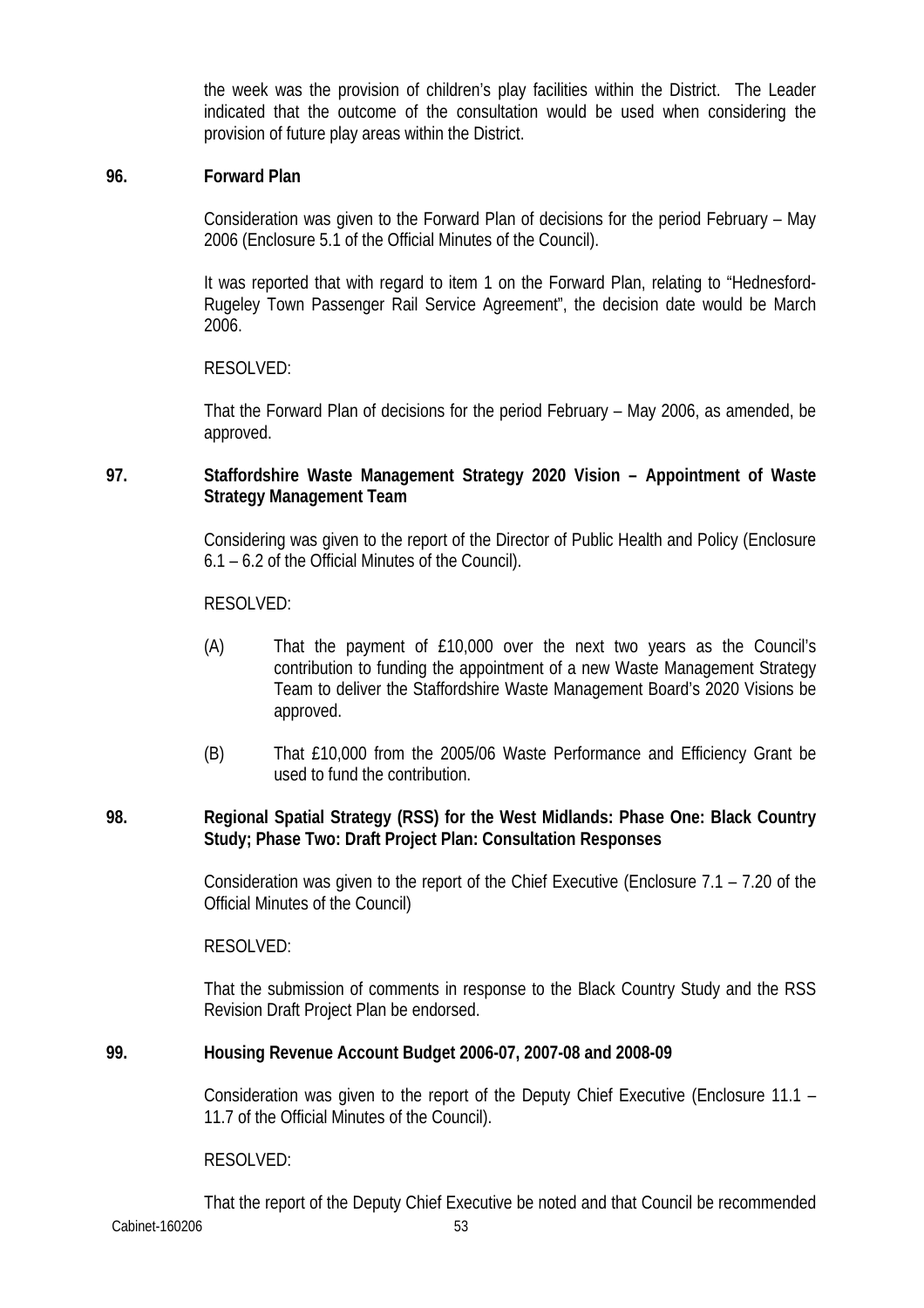the week was the provision of children's play facilities within the District. The Leader indicated that the outcome of the consultation would be used when considering the provision of future play areas within the District.

## 96. Forward Plan

Consideration was given to the Forward Plan of decisions for the period February – May 2006 (Enclosure 5.1 of the Official Minutes of the Council).

It was reported that with regard to item 1 on the Forward Plan, relating to "Hednesford-Rugeley Town Passenger Rail Service Agreement", the decision date would be March 2006.

RESOLVED:

That the Forward Plan of decisions for the period February – May 2006, as amended, be approved.

## 97. Staffordshire Waste Management Strategy 2020 Vision – Appointment of Waste Strategy Management Team

Considering was given to the report of the Director of Public Health and Policy (Enclosure 6.1 – 6.2 of the Official Minutes of the Council).

RESOLVED:

(A) That the payment of £10,000 over the next two years as the Council's contribution to funding the appointment of a new Waste Management Strategy Team to deliver the Staffordshire Waste Management Board's 2020 Visions be approved.

(B) That £10,000 from the 2005/06 Waste Performance and Efficiency Grant be used to fund the contribution.

## 98. Regional Spatial Strategy (RSS) for the West Midlands: Phase One: Black Country Study; Phase Two: Draft Project Plan: Consultation Responses

Consideration was given to the report of the Chief Executive (Enclosure 7.1 – 7.20 of the Official Minutes of the Council)

RESOLVED:

That the submission of comments in response to the Black Country Study and the RSS Revision Draft Project Plan be endorsed.

## 99. Housing Revenue Account Budget 2006-07, 2007-08 and 2008-09

Consideration was given to the report of the Deputy Chief Executive (Enclosure 11.1 – 11.7 of the Official Minutes of the Council).

RESOLVED:

That the report of the Deputy Chief Executive be noted and that Council be recommended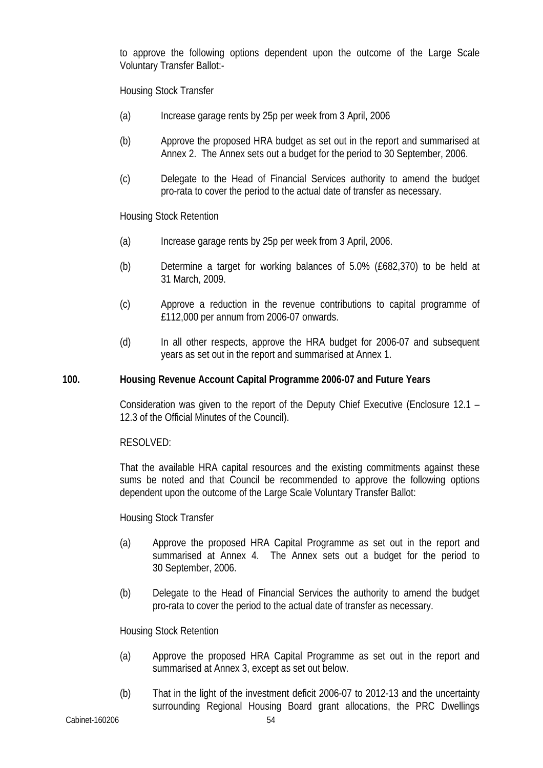to approve the following options dependent upon the outcome of the Large Scale Voluntary Transfer Ballot:-

Housing Stock Transfer

(a) Increase garage rents by 25p per week from 3 April, 2006

(b) Approve the proposed HRA budget as set out in the report and summarised at Annex 2. The Annex sets out a budget for the period to 30 September, 2006.

(c) Delegate to the Head of Financial Services authority to amend the budget pro-rata to cover the period to the actual date of transfer as necessary.

Housing Stock Retention

(a) Increase garage rents by 25p per week from 3 April, 2006.

(b) Determine a target for working balances of 5.0% (£682,370) to be held at 31 March, 2009.

(c) Approve a reduction in the revenue contributions to capital programme of £112,000 per annum from 2006-07 onwards.

(d) In all other respects, approve the HRA budget for 2006-07 and subsequent years as set out in the report and summarised at Annex 1.

**100. Housing Revenue Account Capital Programme 2006-07 and Future Years**

Consideration was given to the report of the Deputy Chief Executive (Enclosure 12.1 – 12.3 of the Official Minutes of the Council).

RESOLVED:

That the available HRA capital resources and the existing commitments against these sums be noted and that Council be recommended to approve the following options dependent upon the outcome of the Large Scale Voluntary Transfer Ballot:

Housing Stock Transfer

(a) Approve the proposed HRA Capital Programme as set out in the report and summarised at Annex 4. The Annex sets out a budget for the period to 30 September, 2006.

(b) Delegate to the Head of Financial Services the authority to amend the budget pro-rata to cover the period to the actual date of transfer as necessary.

Housing Stock Retention

(a) Approve the proposed HRA Capital Programme as set out in the report and summarised at Annex 3, except as set out below.

(b) That in the light of the investment deficit 2006-07 to 2012-13 and the uncertainty surrounding Regional Housing Board grant allocations, the PRC Dwellings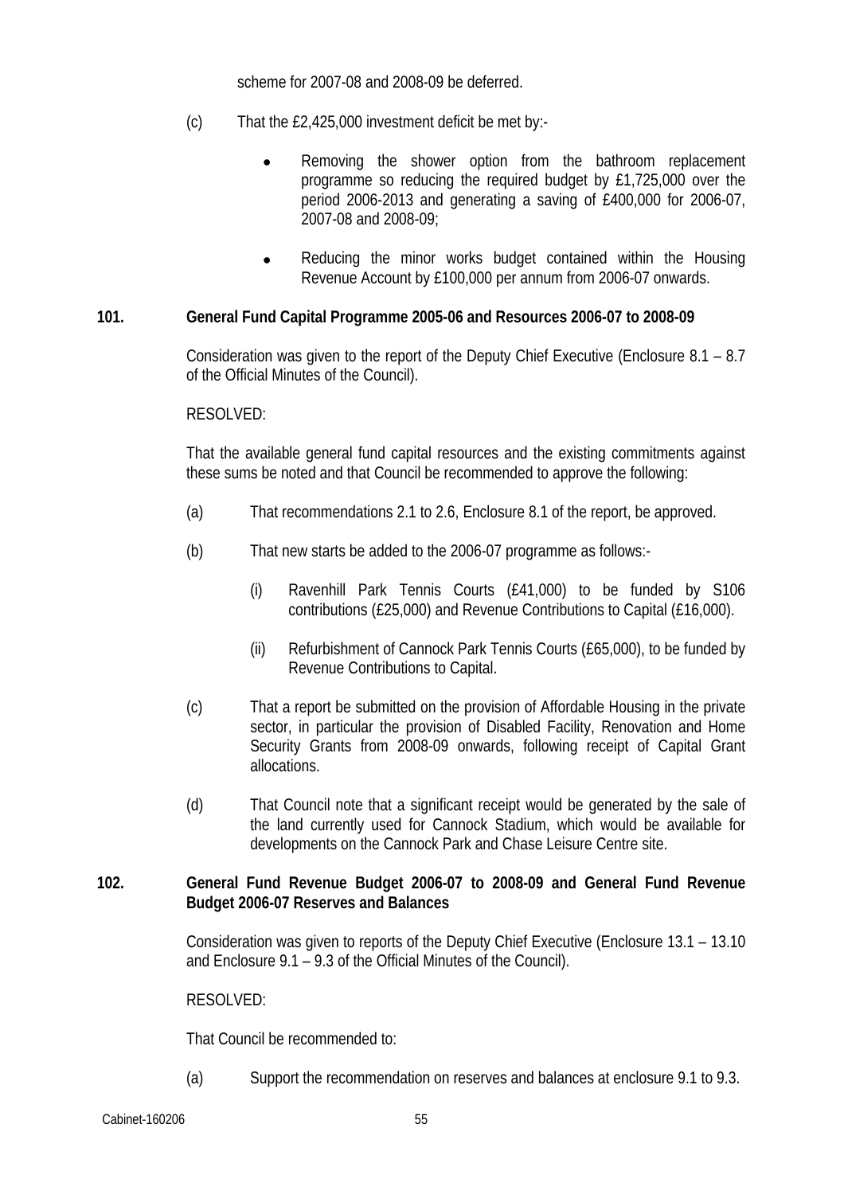scheme for 2007-08 and 2008-09 be deferred.

(c) That the £2,425,000 investment deficit be met by:-

- Removing the shower option from the bathroom replacement programme so reducing the required budget by £1,725,000 over the period 2006-2013 and generating a saving of £400,000 for 2006-07, 2007-08 and 2008-09;

- Reducing the minor works budget contained within the Housing Revenue Account by £100,000 per annum from 2006-07 onwards.

**101. General Fund Capital Programme 2005-06 and Resources 2006-07 to 2008-09**

Consideration was given to the report of the Deputy Chief Executive (Enclosure 8.1 – 8.7 of the Official Minutes of the Council).

RESOLVED:

That the available general fund capital resources and the existing commitments against these sums be noted and that Council be recommended to approve the following:

(a) That recommendations 2.1 to 2.6, Enclosure 8.1 of the report, be approved.

(b) That new starts be added to the 2006-07 programme as follows:-

(i) Ravenhill Park Tennis Courts (£41,000) to be funded by S106 contributions (£25,000) and Revenue Contributions to Capital (£16,000).

(ii) Refurbishment of Cannock Park Tennis Courts (£65,000), to be funded by Revenue Contributions to Capital.

(c) That a report be submitted on the provision of Affordable Housing in the private sector, in particular the provision of Disabled Facility, Renovation and Home Security Grants from 2008-09 onwards, following receipt of Capital Grant allocations.

(d) That Council note that a significant receipt would be generated by the sale of the land currently used for Cannock Stadium, which would be available for developments on the Cannock Park and Chase Leisure Centre site.

**102. General Fund Revenue Budget 2006-07 to 2008-09 and General Fund Revenue Budget 2006-07 Reserves and Balances**

Consideration was given to reports of the Deputy Chief Executive (Enclosure 13.1 – 13.10 and Enclosure 9.1 – 9.3 of the Official Minutes of the Council).

RESOLVED:

That Council be recommended to:

(a) Support the recommendation on reserves and balances at enclosure 9.1 to 9.3.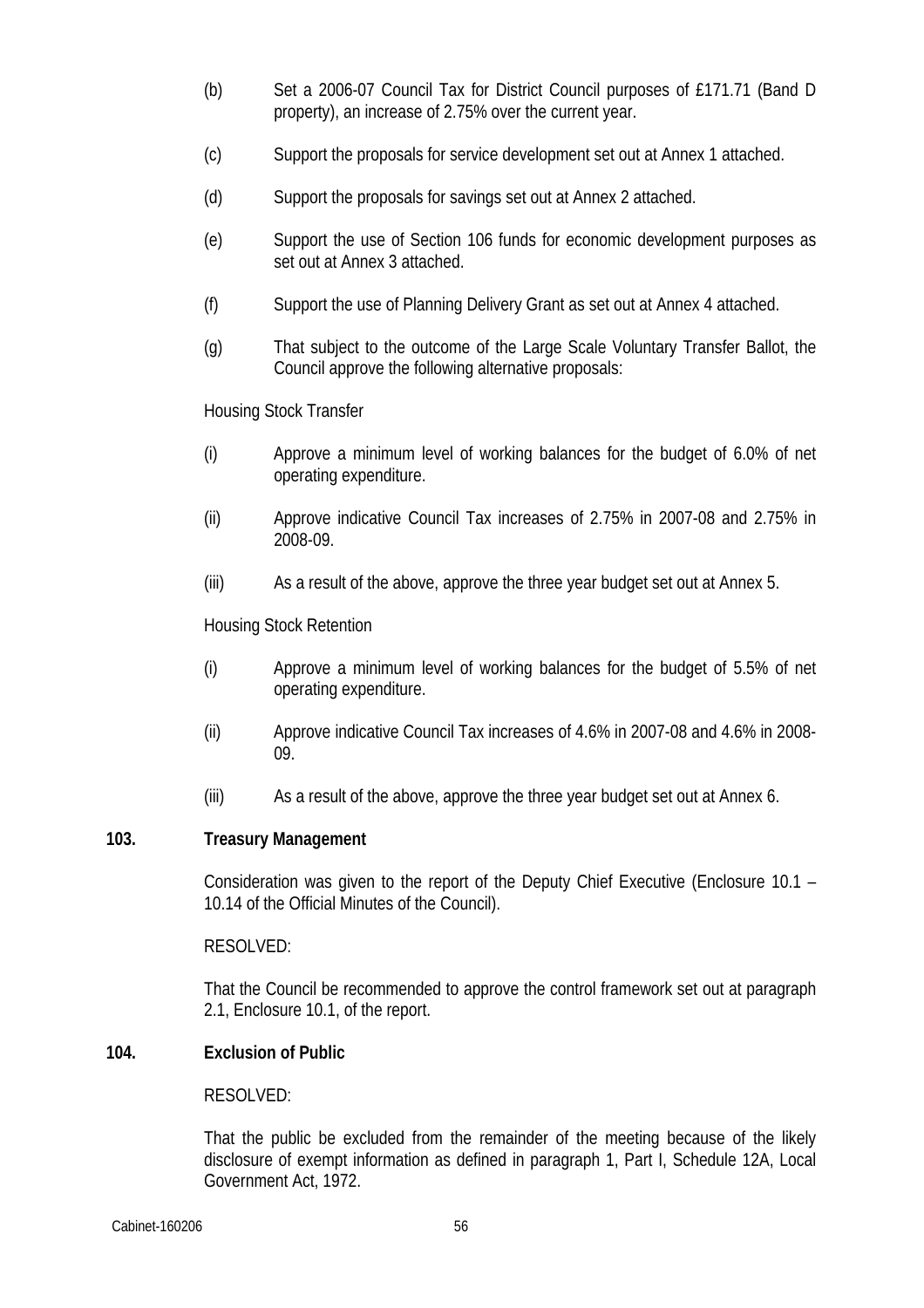(b) Set a 2006-07 Council Tax for District Council purposes of £171.71 (Band D property), an increase of 2.75% over the current year.

(c) Support the proposals for service development set out at Annex 1 attached.

(d) Support the proposals for savings set out at Annex 2 attached.

(e) Support the use of Section 106 funds for economic development purposes as set out at Annex 3 attached.

(f) Support the use of Planning Delivery Grant as set out at Annex 4 attached.

(g) That subject to the outcome of the Large Scale Voluntary Transfer Ballot, the Council approve the following alternative proposals:

Housing Stock Transfer

(i) Approve a minimum level of working balances for the budget of 6.0% of net operating expenditure.

(ii) Approve indicative Council Tax increases of 2.75% in 2007-08 and 2.75% in 2008-09.

(iii) As a result of the above, approve the three year budget set out at Annex 5.

Housing Stock Retention

(i) Approve a minimum level of working balances for the budget of 5.5% of net operating expenditure.

(ii) Approve indicative Council Tax increases of 4.6% in 2007-08 and 4.6% in 2008-09.

(iii) As a result of the above, approve the three year budget set out at Annex 6.

**103. Treasury Management**

Consideration was given to the report of the Deputy Chief Executive (Enclosure 10.1 – 10.14 of the Official Minutes of the Council).

RESOLVED:

That the Council be recommended to approve the control framework set out at paragraph 2.1, Enclosure 10.1, of the report.

**104. Exclusion of Public**

RESOLVED:

That the public be excluded from the remainder of the meeting because of the likely disclosure of exempt information as defined in paragraph 1, Part I, Schedule 12A, Local Government Act, 1972.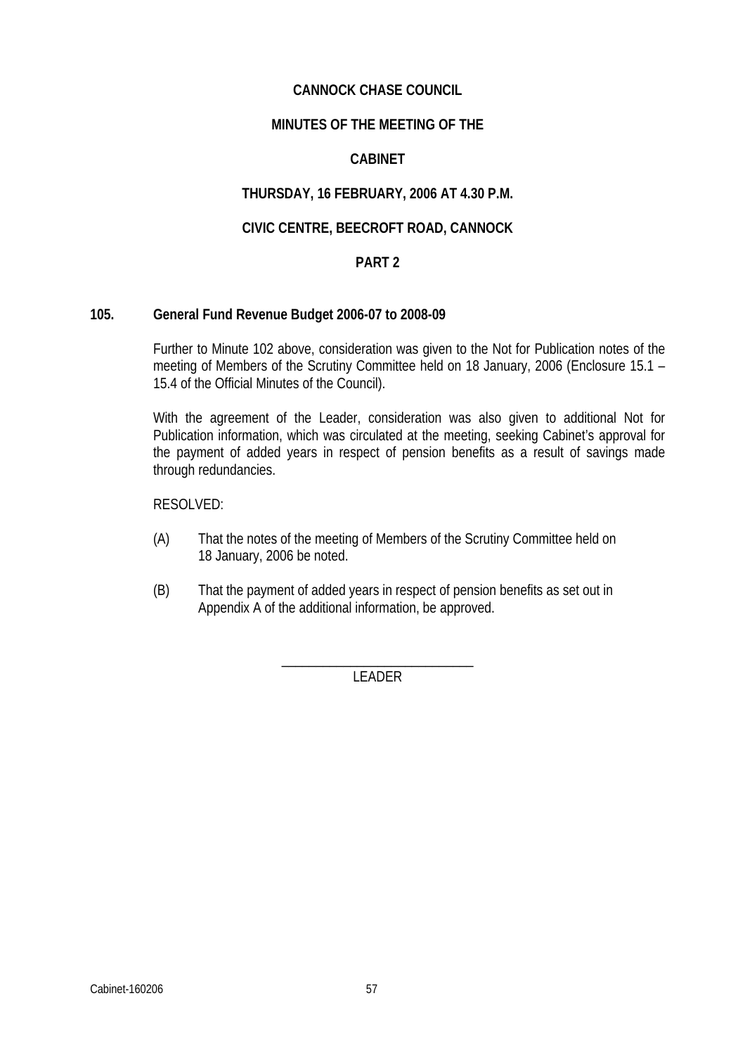**CANNOCK CHASE COUNCIL**

**MINUTES OF THE MEETING OF THE**

**CABINET**

**THURSDAY, 16 FEBRUARY, 2006 AT 4.30 P.M.**

**CIVIC CENTRE, BEECROFT ROAD, CANNOCK**

**PART 2**

**105. General Fund Revenue Budget 2006-07 to 2008-09**

Further to Minute 102 above, consideration was given to the Not for Publication notes of the meeting of Members of the Scrutiny Committee held on 18 January, 2006 (Enclosure 15.1 – 15.4 of the Official Minutes of the Council).

With the agreement of the Leader, consideration was also given to additional Not for Publication information, which was circulated at the meeting, seeking Cabinet's approval for the payment of added years in respect of pension benefits as a result of savings made through redundancies.

RESOLVED:

(A) That the notes of the meeting of Members of the Scrutiny Committee held on 18 January, 2006 be noted.

(B) That the payment of added years in respect of pension benefits as set out in Appendix A of the additional information, be approved.

\_\_\_\_\_\_\_\_\_\_\_\_\_\_\_\_\_\_\_\_\_\_\_\_\_\_\_\_\_

LEADER